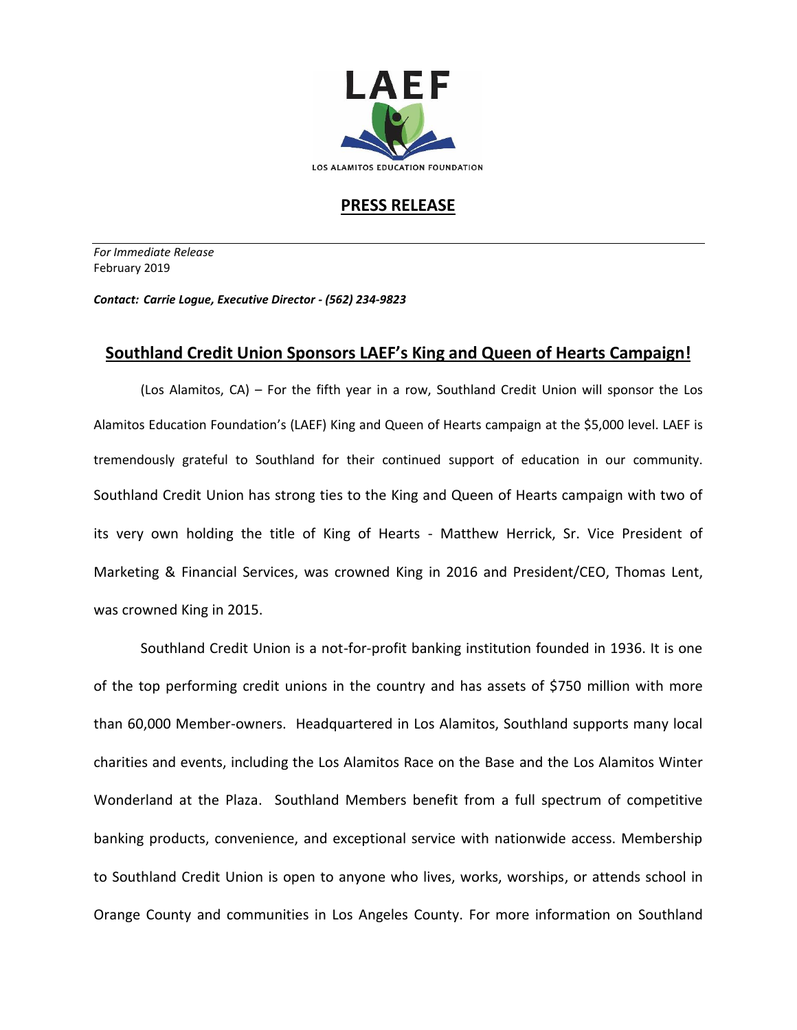LAEF

LOS ALAMITOS EDUCATION FOUNDATION

## PRESS RELEASE

*For Immediate Release*
February 2019

***Contact: Carrie Logue, Executive Director - (562) 234-9823***

## Southland Credit Union Sponsors LAEF's King and Queen of Hearts Campaign!

(Los Alamitos, CA) – For the fifth year in a row, Southland Credit Union will sponsor the Los Alamitos Education Foundation's (LAEF) King and Queen of Hearts campaign at the $5,000 level. LAEF is tremendously grateful to Southland for their continued support of education in our community. Southland Credit Union has strong ties to the King and Queen of Hearts campaign with two of its very own holding the title of King of Hearts - Matthew Herrick, Sr. Vice President of Marketing & Financial Services, was crowned King in 2016 and President/CEO, Thomas Lent, was crowned King in 2015.

Southland Credit Union is a not-for-profit banking institution founded in 1936. It is one of the top performing credit unions in the country and has assets of $750 million with more than 60,000 Member-owners. Headquartered in Los Alamitos, Southland supports many local charities and events, including the Los Alamitos Race on the Base and the Los Alamitos Winter Wonderland at the Plaza. Southland Members benefit from a full spectrum of competitive banking products, convenience, and exceptional service with nationwide access. Membership to Southland Credit Union is open to anyone who lives, works, worships, or attends school in Orange County and communities in Los Angeles County. For more information on Southland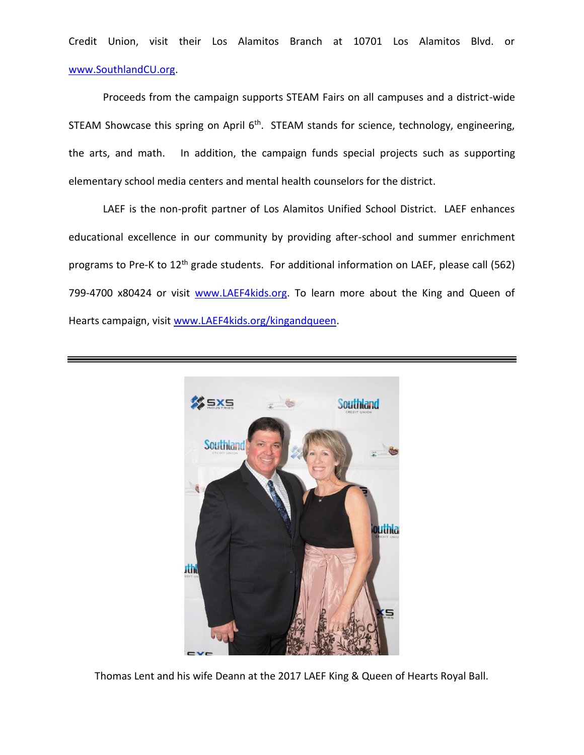Credit Union, visit their Los Alamitos Branch at 10701 Los Alamitos Blvd. or www.SouthlandCU.org.

Proceeds from the campaign supports STEAM Fairs on all campuses and a district-wide STEAM Showcase this spring on April 6th. STEAM stands for science, technology, engineering, the arts, and math. In addition, the campaign funds special projects such as supporting elementary school media centers and mental health counselors for the district.

LAEF is the non-profit partner of Los Alamitos Unified School District. LAEF enhances educational excellence in our community by providing after-school and summer enrichment programs to Pre-K to 12th grade students. For additional information on LAEF, please call (562) 799-4700 x80424 or visit www.LAEF4kids.org. To learn more about the King and Queen of Hearts campaign, visit www.LAEF4kids.org/kingandqueen.

---

Thomas Lent and his wife Deann at the 2017 LAEF King & Queen of Hearts Royal Ball.